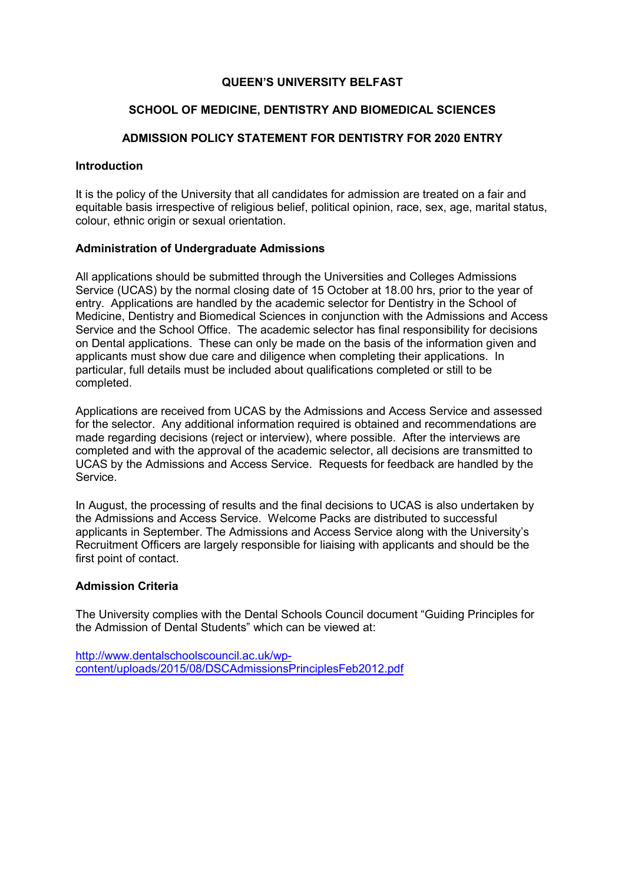# QUEEN'S UNIVERSITY BELFAST

## SCHOOL OF MEDICINE, DENTISTRY AND BIOMEDICAL SCIENCES

## ADMISSION POLICY STATEMENT FOR DENTISTRY FOR 2020 ENTRY

### Introduction

It is the policy of the University that all candidates for admission are treated on a fair and equitable basis irrespective of religious belief, political opinion, race, sex, age, marital status, colour, ethnic origin or sexual orientation.

### Administration of Undergraduate Admissions

All applications should be submitted through the Universities and Colleges Admissions Service (UCAS) by the normal closing date of 15 October at 18.00 hrs, prior to the year of entry. Applications are handled by the academic selector for Dentistry in the School of Medicine, Dentistry and Biomedical Sciences in conjunction with the Admissions and Access Service and the School Office. The academic selector has final responsibility for decisions on Dental applications. These can only be made on the basis of the information given and applicants must show due care and diligence when completing their applications. In particular, full details must be included about qualifications completed or still to be completed.

Applications are received from UCAS by the Admissions and Access Service and assessed for the selector. Any additional information required is obtained and recommendations are made regarding decisions (reject or interview), where possible. After the interviews are completed and with the approval of the academic selector, all decisions are transmitted to UCAS by the Admissions and Access Service. Requests for feedback are handled by the Service.

In August, the processing of results and the final decisions to UCAS is also undertaken by the Admissions and Access Service. Welcome Packs are distributed to successful applicants in September. The Admissions and Access Service along with the University's Recruitment Officers are largely responsible for liaising with applicants and should be the first point of contact.

### Admission Criteria

The University complies with the Dental Schools Council document "Guiding Principles for the Admission of Dental Students" which can be viewed at:

[http://www.dentalschoolscouncil.ac.uk/wp-content/uploads/2015/08/DSCAdmissionsPrinciplesFeb2012.pdf](http://www.dentalschoolscouncil.ac.uk/wp-content/uploads/2015/08/DSCAdmissionsPrinciplesFeb2012.pdf)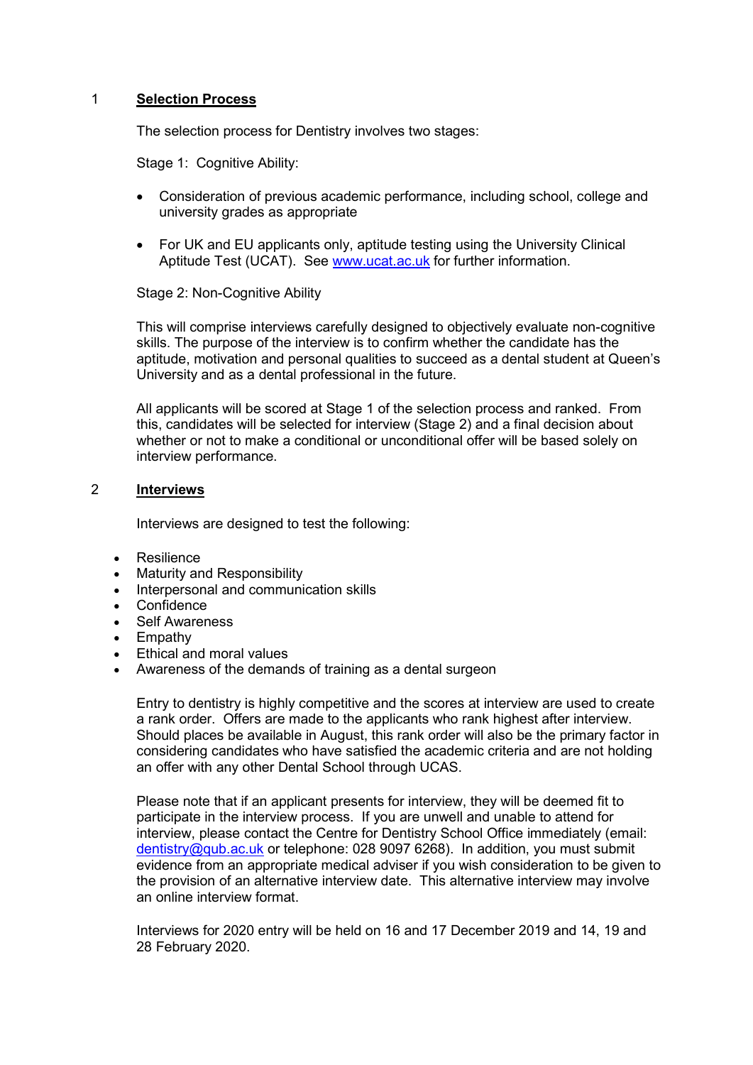## 1 Selection Process

The selection process for Dentistry involves two stages:

Stage 1: Cognitive Ability:

- Consideration of previous academic performance, including school, college and university grades as appropriate
- For UK and EU applicants only, aptitude testing using the University Clinical Aptitude Test (UCAT). See www.ucat.ac.uk for further information.

Stage 2: Non-Cognitive Ability

This will comprise interviews carefully designed to objectively evaluate non-cognitive skills. The purpose of the interview is to confirm whether the candidate has the aptitude, motivation and personal qualities to succeed as a dental student at Queen's University and as a dental professional in the future.

All applicants will be scored at Stage 1 of the selection process and ranked. From this, candidates will be selected for interview (Stage 2) and a final decision about whether or not to make a conditional or unconditional offer will be based solely on interview performance.

## 2 Interviews

Interviews are designed to test the following:

- Resilience
- Maturity and Responsibility
- Interpersonal and communication skills
- Confidence
- Self Awareness
- Empathy
- Ethical and moral values
- Awareness of the demands of training as a dental surgeon

Entry to dentistry is highly competitive and the scores at interview are used to create a rank order. Offers are made to the applicants who rank highest after interview. Should places be available in August, this rank order will also be the primary factor in considering candidates who have satisfied the academic criteria and are not holding an offer with any other Dental School through UCAS.

Please note that if an applicant presents for interview, they will be deemed fit to participate in the interview process. If you are unwell and unable to attend for interview, please contact the Centre for Dentistry School Office immediately (email: dentistry@qub.ac.uk or telephone: 028 9097 6268). In addition, you must submit evidence from an appropriate medical adviser if you wish consideration to be given to the provision of an alternative interview date. This alternative interview may involve an online interview format.

Interviews for 2020 entry will be held on 16 and 17 December 2019 and 14, 19 and 28 February 2020.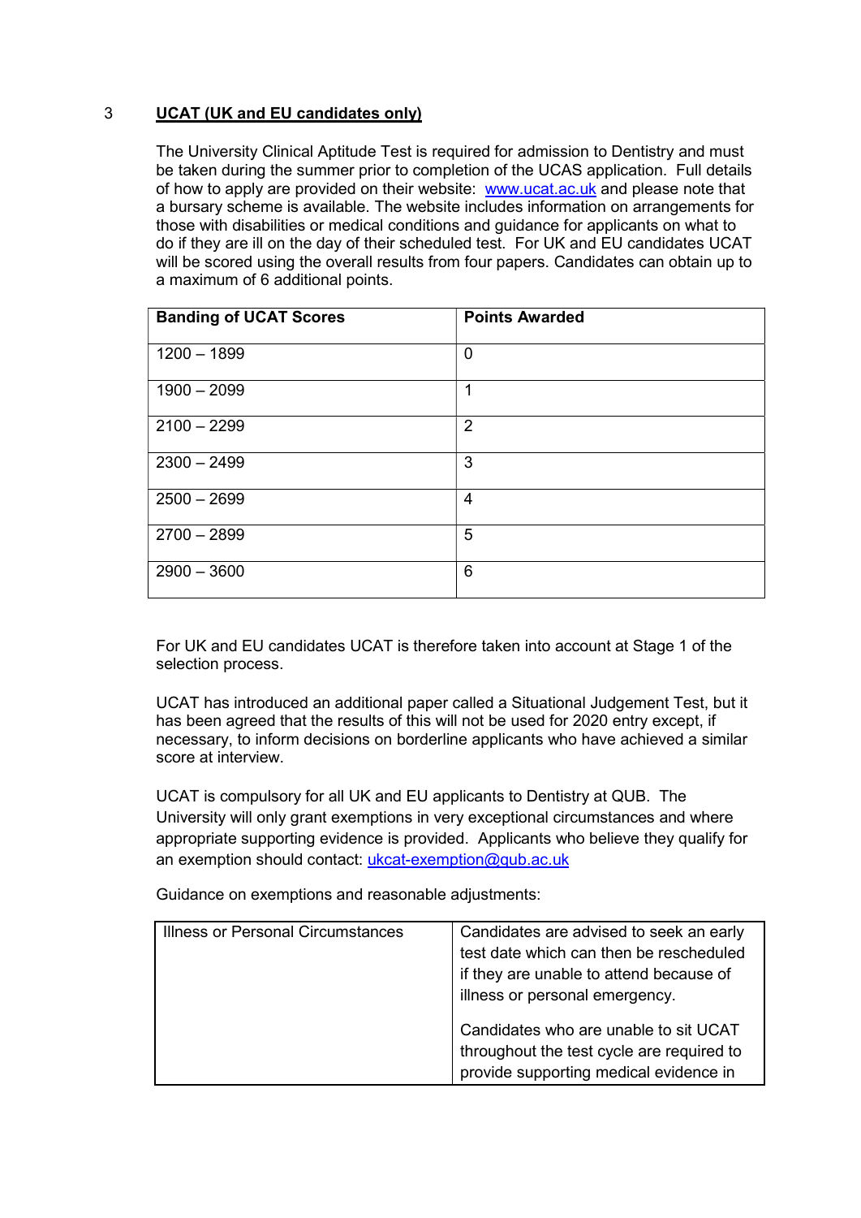## 3 UCAT (UK and EU candidates only)

The University Clinical Aptitude Test is required for admission to Dentistry and must be taken during the summer prior to completion of the UCAS application. Full details of how to apply are provided on their website: [www.ucat.ac.uk](www.ucat.ac.uk) and please note that a bursary scheme is available. The website includes information on arrangements for those with disabilities or medical conditions and guidance for applicants on what to do if they are ill on the day of their scheduled test. For UK and EU candidates UCAT will be scored using the overall results from four papers. Candidates can obtain up to a maximum of 6 additional points.

| Banding of UCAT Scores | Points Awarded |
|---|---|
| 1200 – 1899 | 0 |
| 1900 – 2099 | 1 |
| 2100 – 2299 | 2 |
| 2300 – 2499 | 3 |
| 2500 – 2699 | 4 |
| 2700 – 2899 | 5 |
| 2900 – 3600 | 6 |

For UK and EU candidates UCAT is therefore taken into account at Stage 1 of the selection process.

UCAT has introduced an additional paper called a Situational Judgement Test, but it has been agreed that the results of this will not be used for 2020 entry except, if necessary, to inform decisions on borderline applicants who have achieved a similar score at interview.

UCAT is compulsory for all UK and EU applicants to Dentistry at QUB. The University will only grant exemptions in very exceptional circumstances and where appropriate supporting evidence is provided. Applicants who believe they qualify for an exemption should contact: [ukcat-exemption@qub.ac.uk](mailto:ukcat-exemption@qub.ac.uk)

Guidance on exemptions and reasonable adjustments:

| | |
|---|---|
| Illness or Personal Circumstances | Candidates are advised to seek an early test date which can then be rescheduled if they are unable to attend because of illness or personal emergency.<br><br>Candidates who are unable to sit UCAT throughout the test cycle are required to provide supporting medical evidence in |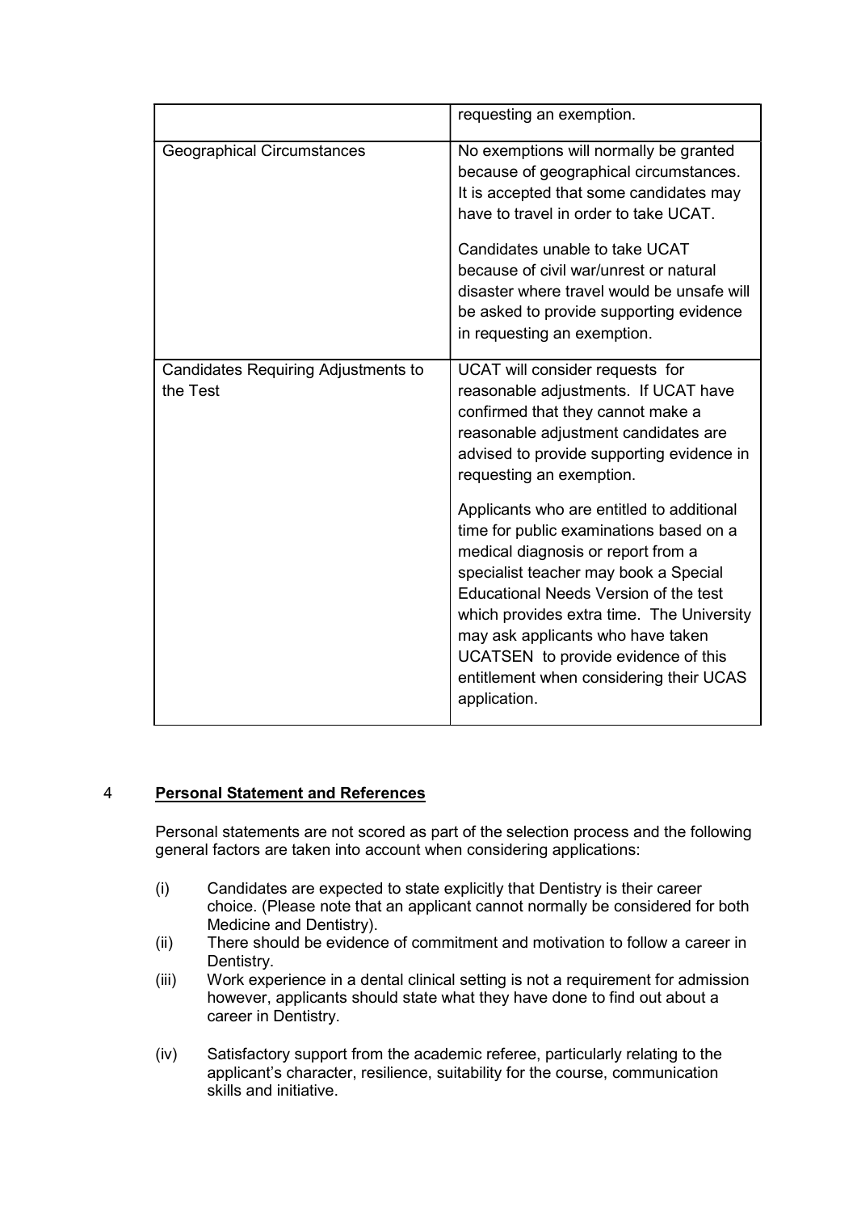| | |
|---|---|
| | requesting an exemption. |
| Geographical Circumstances | No exemptions will normally be granted because of geographical circumstances. It is accepted that some candidates may have to travel in order to take UCAT.<br><br>Candidates unable to take UCAT because of civil war/unrest or natural disaster where travel would be unsafe will be asked to provide supporting evidence in requesting an exemption. |
| Candidates Requiring Adjustments to the Test | UCAT will consider requests for reasonable adjustments. If UCAT have confirmed that they cannot make a reasonable adjustment candidates are advised to provide supporting evidence in requesting an exemption.<br><br>Applicants who are entitled to additional time for public examinations based on a medical diagnosis or report from a specialist teacher may book a Special Educational Needs Version of the test which provides extra time. The University may ask applicants who have taken UCATSEN to provide evidence of this entitlement when considering their UCAS application. |

## 4 **Personal Statement and References**

Personal statements are not scored as part of the selection process and the following general factors are taken into account when considering applications:

(i) Candidates are expected to state explicitly that Dentistry is their career choice. (Please note that an applicant cannot normally be considered for both Medicine and Dentistry).

(ii) There should be evidence of commitment and motivation to follow a career in Dentistry.

(iii) Work experience in a dental clinical setting is not a requirement for admission however, applicants should state what they have done to find out about a career in Dentistry.

(iv) Satisfactory support from the academic referee, particularly relating to the applicant's character, resilience, suitability for the course, communication skills and initiative.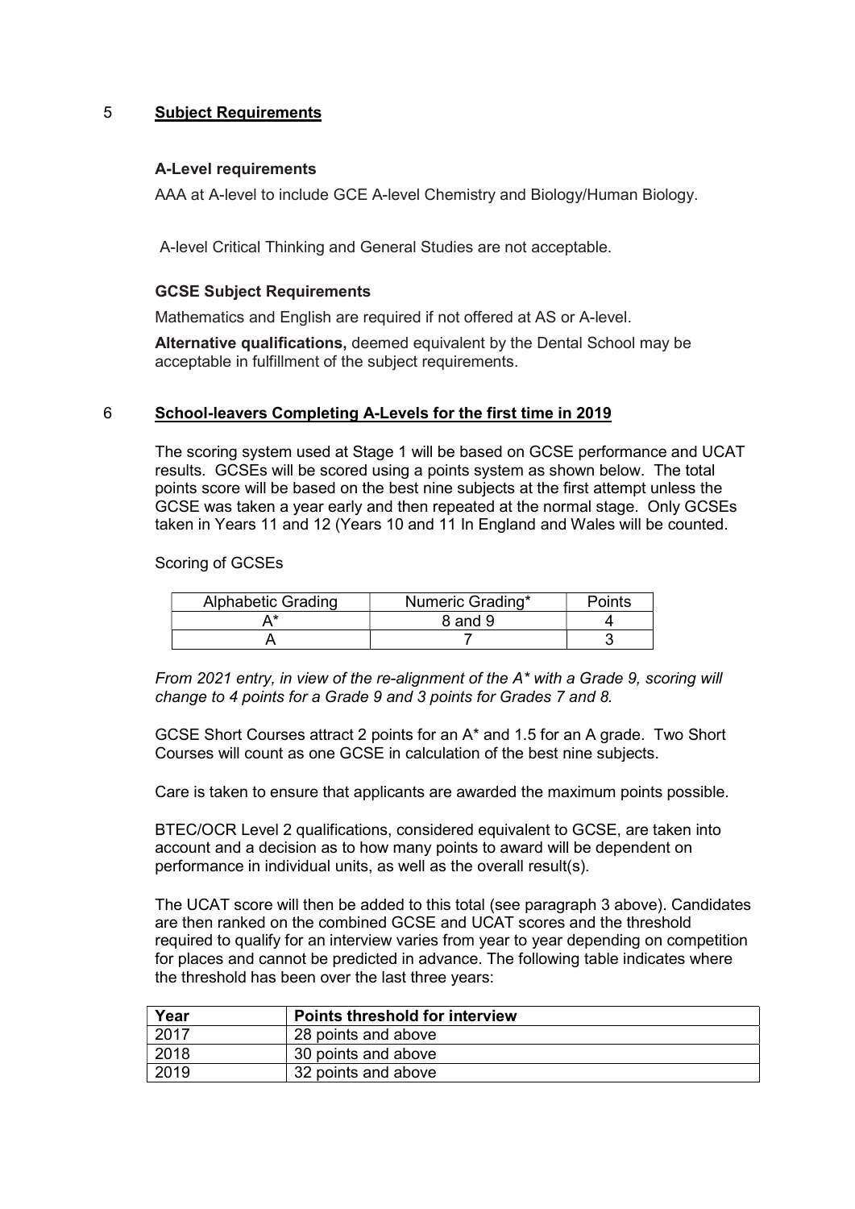## 5 **Subject Requirements**

### A-Level requirements

AAA at A-level to include GCE A-level Chemistry and Biology/Human Biology.

A-level Critical Thinking and General Studies are not acceptable.

### GCSE Subject Requirements

Mathematics and English are required if not offered at AS or A-level.

**Alternative qualifications,** deemed equivalent by the Dental School may be acceptable in fulfillment of the subject requirements.

## 6 **School-leavers Completing A-Levels for the first time in 2019**

The scoring system used at Stage 1 will be based on GCSE performance and UCAT results. GCSEs will be scored using a points system as shown below. The total points score will be based on the best nine subjects at the first attempt unless the GCSE was taken a year early and then repeated at the normal stage. Only GCSEs taken in Years 11 and 12 (Years 10 and 11 In England and Wales will be counted.

Scoring of GCSEs

| Alphabetic Grading | Numeric Grading* | Points |
|---|---|---|
| A* | 8 and 9 | 4 |
| A | 7 | 3 |

*From 2021 entry, in view of the re-alignment of the A* with a Grade 9, scoring will change to 4 points for a Grade 9 and 3 points for Grades 7 and 8.*

GCSE Short Courses attract 2 points for an A* and 1.5 for an A grade. Two Short Courses will count as one GCSE in calculation of the best nine subjects.

Care is taken to ensure that applicants are awarded the maximum points possible.

BTEC/OCR Level 2 qualifications, considered equivalent to GCSE, are taken into account and a decision as to how many points to award will be dependent on performance in individual units, as well as the overall result(s).

The UCAT score will then be added to this total (see paragraph 3 above). Candidates are then ranked on the combined GCSE and UCAT scores and the threshold required to qualify for an interview varies from year to year depending on competition for places and cannot be predicted in advance. The following table indicates where the threshold has been over the last three years:

| **Year** | **Points threshold for interview** |
|---|---|
| 2017 | 28 points and above |
| 2018 | 30 points and above |
| 2019 | 32 points and above |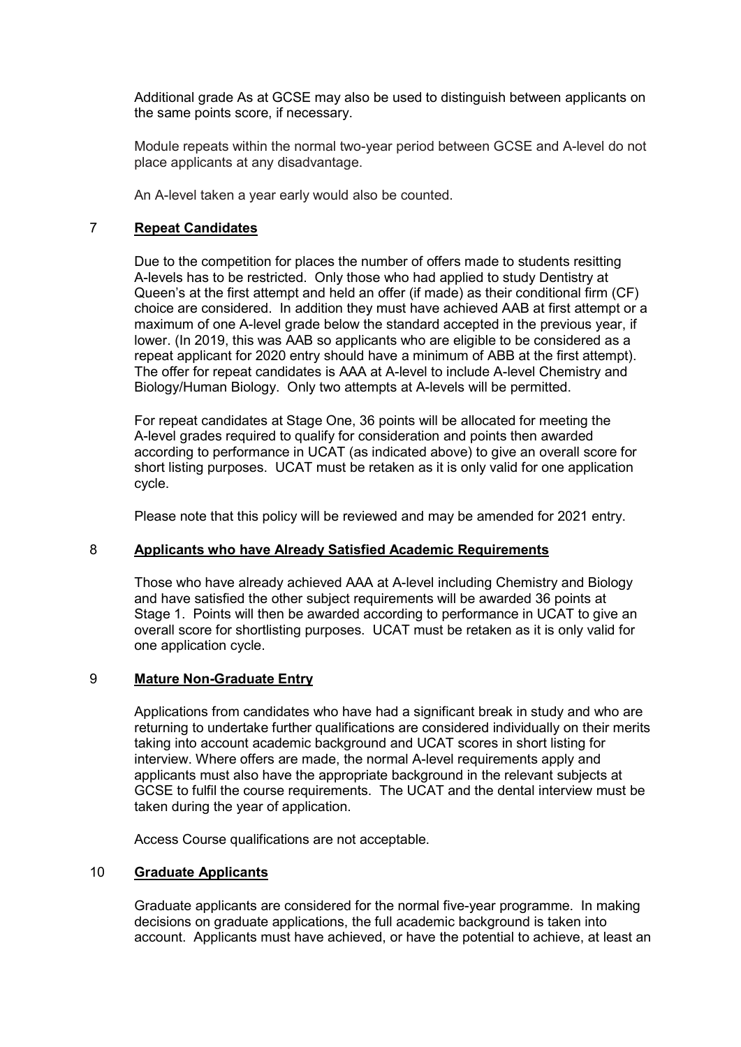Additional grade As at GCSE may also be used to distinguish between applicants on the same points score, if necessary.

Module repeats within the normal two-year period between GCSE and A-level do not place applicants at any disadvantage.

An A-level taken a year early would also be counted.

## 7 **Repeat Candidates**

Due to the competition for places the number of offers made to students resitting A-levels has to be restricted. Only those who had applied to study Dentistry at Queen's at the first attempt and held an offer (if made) as their conditional firm (CF) choice are considered. In addition they must have achieved AAB at first attempt or a maximum of one A-level grade below the standard accepted in the previous year, if lower. (In 2019, this was AAB so applicants who are eligible to be considered as a repeat applicant for 2020 entry should have a minimum of ABB at the first attempt). The offer for repeat candidates is AAA at A-level to include A-level Chemistry and Biology/Human Biology. Only two attempts at A-levels will be permitted.

For repeat candidates at Stage One, 36 points will be allocated for meeting the A-level grades required to qualify for consideration and points then awarded according to performance in UCAT (as indicated above) to give an overall score for short listing purposes. UCAT must be retaken as it is only valid for one application cycle.

Please note that this policy will be reviewed and may be amended for 2021 entry.

## 8 **Applicants who have Already Satisfied Academic Requirements**

Those who have already achieved AAA at A-level including Chemistry and Biology and have satisfied the other subject requirements will be awarded 36 points at Stage 1. Points will then be awarded according to performance in UCAT to give an overall score for shortlisting purposes. UCAT must be retaken as it is only valid for one application cycle.

## 9 **Mature Non-Graduate Entry**

Applications from candidates who have had a significant break in study and who are returning to undertake further qualifications are considered individually on their merits taking into account academic background and UCAT scores in short listing for interview. Where offers are made, the normal A-level requirements apply and applicants must also have the appropriate background in the relevant subjects at GCSE to fulfil the course requirements. The UCAT and the dental interview must be taken during the year of application.

Access Course qualifications are not acceptable.

## 10 **Graduate Applicants**

Graduate applicants are considered for the normal five-year programme. In making decisions on graduate applications, the full academic background is taken into account. Applicants must have achieved, or have the potential to achieve, at least an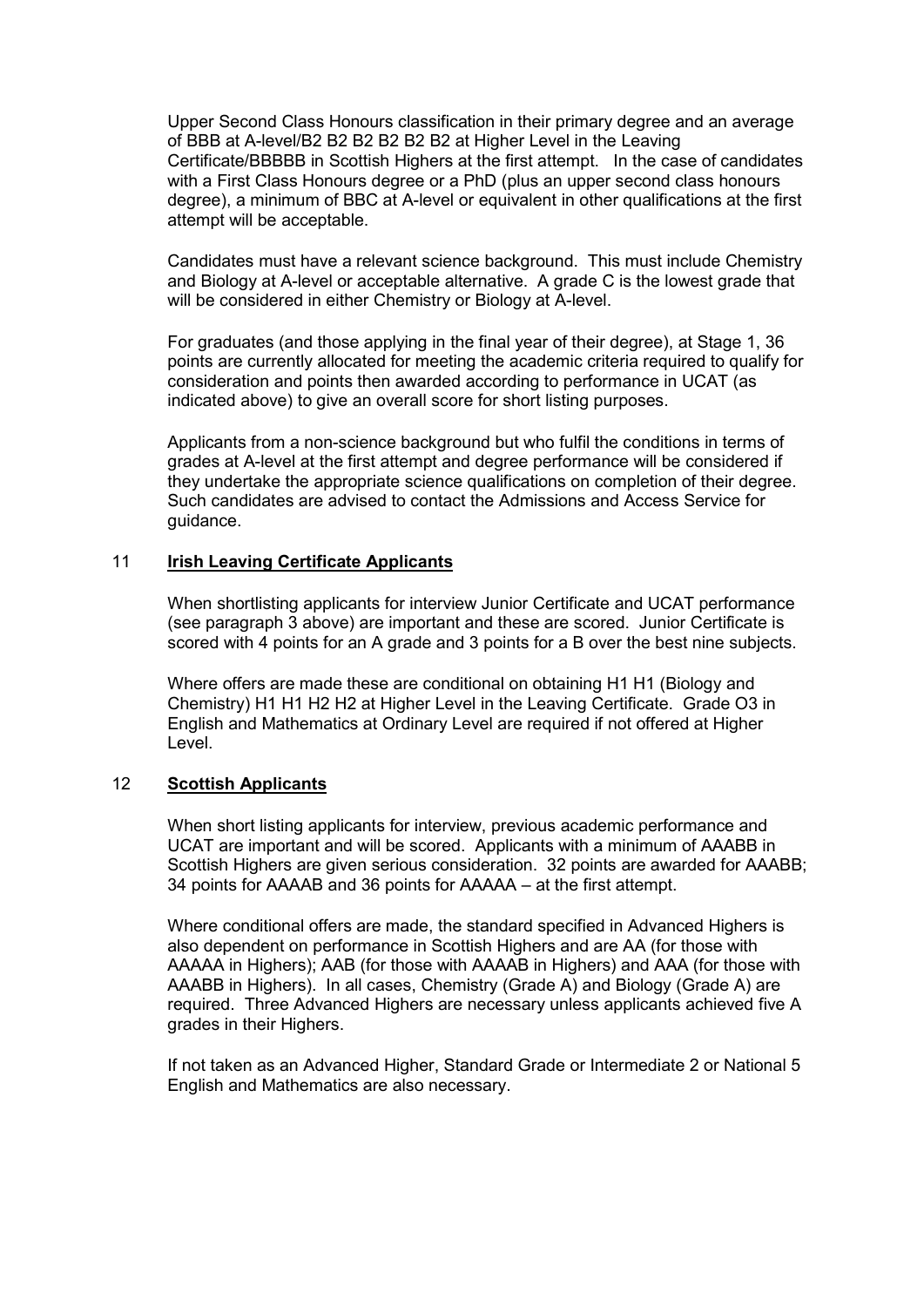Upper Second Class Honours classification in their primary degree and an average of BBB at A-level/B2 B2 B2 B2 B2 B2 at Higher Level in the Leaving Certificate/BBBBB in Scottish Highers at the first attempt. In the case of candidates with a First Class Honours degree or a PhD (plus an upper second class honours degree), a minimum of BBC at A-level or equivalent in other qualifications at the first attempt will be acceptable.

Candidates must have a relevant science background. This must include Chemistry and Biology at A-level or acceptable alternative. A grade C is the lowest grade that will be considered in either Chemistry or Biology at A-level.

For graduates (and those applying in the final year of their degree), at Stage 1, 36 points are currently allocated for meeting the academic criteria required to qualify for consideration and points then awarded according to performance in UCAT (as indicated above) to give an overall score for short listing purposes.

Applicants from a non-science background but who fulfil the conditions in terms of grades at A-level at the first attempt and degree performance will be considered if they undertake the appropriate science qualifications on completion of their degree. Such candidates are advised to contact the Admissions and Access Service for guidance.

## 11 Irish Leaving Certificate Applicants

When shortlisting applicants for interview Junior Certificate and UCAT performance (see paragraph 3 above) are important and these are scored. Junior Certificate is scored with 4 points for an A grade and 3 points for a B over the best nine subjects.

Where offers are made these are conditional on obtaining H1 H1 (Biology and Chemistry) H1 H1 H2 H2 at Higher Level in the Leaving Certificate. Grade O3 in English and Mathematics at Ordinary Level are required if not offered at Higher Level.

## 12 Scottish Applicants

When short listing applicants for interview, previous academic performance and UCAT are important and will be scored. Applicants with a minimum of AAABB in Scottish Highers are given serious consideration. 32 points are awarded for AAABB; 34 points for AAAAB and 36 points for AAAAA – at the first attempt.

Where conditional offers are made, the standard specified in Advanced Highers is also dependent on performance in Scottish Highers and are AA (for those with AAAAA in Highers); AAB (for those with AAAAB in Highers) and AAA (for those with AAABB in Highers). In all cases, Chemistry (Grade A) and Biology (Grade A) are required. Three Advanced Highers are necessary unless applicants achieved five A grades in their Highers.

If not taken as an Advanced Higher, Standard Grade or Intermediate 2 or National 5 English and Mathematics are also necessary.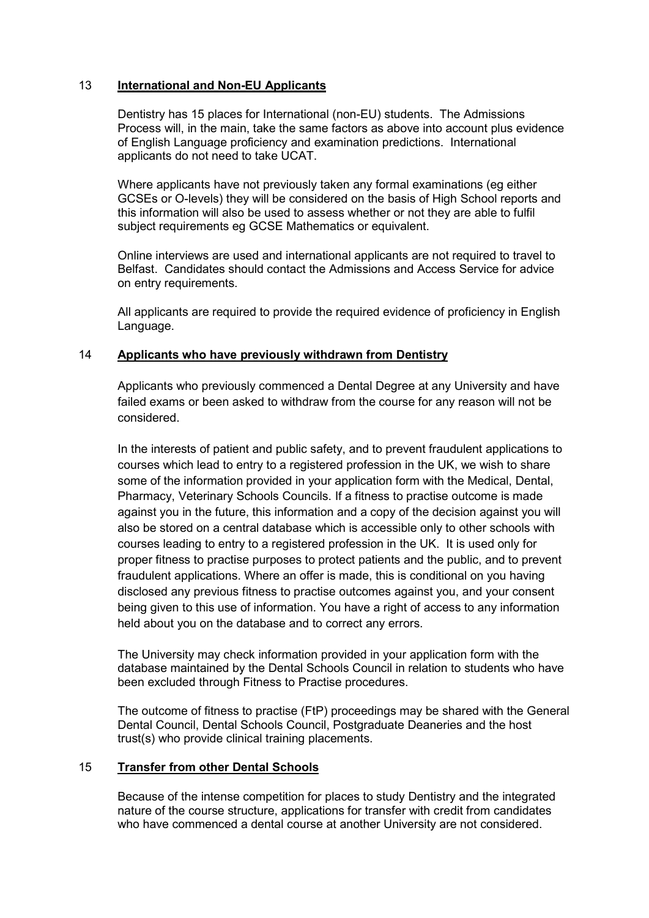## 13 **International and Non-EU Applicants**

Dentistry has 15 places for International (non-EU) students. The Admissions Process will, in the main, take the same factors as above into account plus evidence of English Language proficiency and examination predictions. International applicants do not need to take UCAT.

Where applicants have not previously taken any formal examinations (eg either GCSEs or O-levels) they will be considered on the basis of High School reports and this information will also be used to assess whether or not they are able to fulfil subject requirements eg GCSE Mathematics or equivalent.

Online interviews are used and international applicants are not required to travel to Belfast. Candidates should contact the Admissions and Access Service for advice on entry requirements.

All applicants are required to provide the required evidence of proficiency in English Language.

## 14 **Applicants who have previously withdrawn from Dentistry**

Applicants who previously commenced a Dental Degree at any University and have failed exams or been asked to withdraw from the course for any reason will not be considered.

In the interests of patient and public safety, and to prevent fraudulent applications to courses which lead to entry to a registered profession in the UK, we wish to share some of the information provided in your application form with the Medical, Dental, Pharmacy, Veterinary Schools Councils. If a fitness to practise outcome is made against you in the future, this information and a copy of the decision against you will also be stored on a central database which is accessible only to other schools with courses leading to entry to a registered profession in the UK. It is used only for proper fitness to practise purposes to protect patients and the public, and to prevent fraudulent applications. Where an offer is made, this is conditional on you having disclosed any previous fitness to practise outcomes against you, and your consent being given to this use of information. You have a right of access to any information held about you on the database and to correct any errors.

The University may check information provided in your application form with the database maintained by the Dental Schools Council in relation to students who have been excluded through Fitness to Practise procedures.

The outcome of fitness to practise (FtP) proceedings may be shared with the General Dental Council, Dental Schools Council, Postgraduate Deaneries and the host trust(s) who provide clinical training placements.

## 15 **Transfer from other Dental Schools**

Because of the intense competition for places to study Dentistry and the integrated nature of the course structure, applications for transfer with credit from candidates who have commenced a dental course at another University are not considered.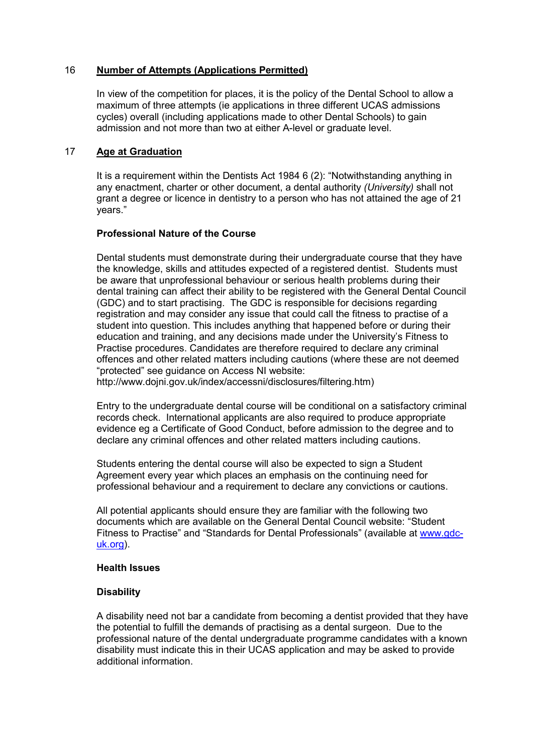## 16 Number of Attempts (Applications Permitted)

In view of the competition for places, it is the policy of the Dental School to allow a maximum of three attempts (ie applications in three different UCAS admissions cycles) overall (including applications made to other Dental Schools) to gain admission and not more than two at either A-level or graduate level.

## 17 Age at Graduation

It is a requirement within the Dentists Act 1984 6 (2): "Notwithstanding anything in any enactment, charter or other document, a dental authority *(University)* shall not grant a degree or licence in dentistry to a person who has not attained the age of 21 years."

### Professional Nature of the Course

Dental students must demonstrate during their undergraduate course that they have the knowledge, skills and attitudes expected of a registered dentist. Students must be aware that unprofessional behaviour or serious health problems during their dental training can affect their ability to be registered with the General Dental Council (GDC) and to start practising. The GDC is responsible for decisions regarding registration and may consider any issue that could call the fitness to practise of a student into question. This includes anything that happened before or during their education and training, and any decisions made under the University's Fitness to Practise procedures. Candidates are therefore required to declare any criminal offences and other related matters including cautions (where these are not deemed "protected" see guidance on Access NI website: http://www.dojni.gov.uk/index/accessni/disclosures/filtering.htm)

Entry to the undergraduate dental course will be conditional on a satisfactory criminal records check. International applicants are also required to produce appropriate evidence eg a Certificate of Good Conduct, before admission to the degree and to declare any criminal offences and other related matters including cautions.

Students entering the dental course will also be expected to sign a Student Agreement every year which places an emphasis on the continuing need for professional behaviour and a requirement to declare any convictions or cautions.

All potential applicants should ensure they are familiar with the following two documents which are available on the General Dental Council website: "Student Fitness to Practise" and "Standards for Dental Professionals" (available at [www.gdc-uk.org](www.gdc-uk.org)).

### Health Issues

### Disability

A disability need not bar a candidate from becoming a dentist provided that they have the potential to fulfill the demands of practising as a dental surgeon. Due to the professional nature of the dental undergraduate programme candidates with a known disability must indicate this in their UCAS application and may be asked to provide additional information.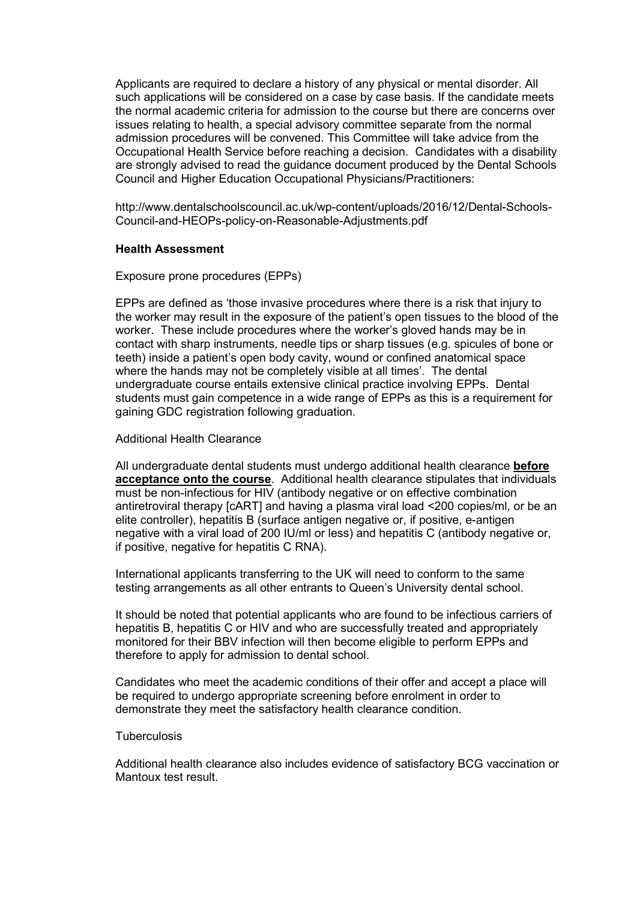Applicants are required to declare a history of any physical or mental disorder. All such applications will be considered on a case by case basis. If the candidate meets the normal academic criteria for admission to the course but there are concerns over issues relating to health, a special advisory committee separate from the normal admission procedures will be convened. This Committee will take advice from the Occupational Health Service before reaching a decision. Candidates with a disability are strongly advised to read the guidance document produced by the Dental Schools Council and Higher Education Occupational Physicians/Practitioners:

http://www.dentalschoolscouncil.ac.uk/wp-content/uploads/2016/12/Dental-Schools-Council-and-HEOPs-policy-on-Reasonable-Adjustments.pdf

**Health Assessment**

Exposure prone procedures (EPPs)

EPPs are defined as 'those invasive procedures where there is a risk that injury to the worker may result in the exposure of the patient's open tissues to the blood of the worker. These include procedures where the worker's gloved hands may be in contact with sharp instruments, needle tips or sharp tissues (e.g. spicules of bone or teeth) inside a patient's open body cavity, wound or confined anatomical space where the hands may not be completely visible at all times'. The dental undergraduate course entails extensive clinical practice involving EPPs. Dental students must gain competence in a wide range of EPPs as this is a requirement for gaining GDC registration following graduation.

Additional Health Clearance

All undergraduate dental students must undergo additional health clearance <u>**before acceptance onto the course**</u>. Additional health clearance stipulates that individuals must be non-infectious for HIV (antibody negative or on effective combination antiretroviral therapy [cART] and having a plasma viral load <200 copies/ml, or be an elite controller), hepatitis B (surface antigen negative or, if positive, e-antigen negative with a viral load of 200 IU/ml or less) and hepatitis C (antibody negative or, if positive, negative for hepatitis C RNA).

International applicants transferring to the UK will need to conform to the same testing arrangements as all other entrants to Queen's University dental school.

It should be noted that potential applicants who are found to be infectious carriers of hepatitis B, hepatitis C or HIV and who are successfully treated and appropriately monitored for their BBV infection will then become eligible to perform EPPs and therefore to apply for admission to dental school.

Candidates who meet the academic conditions of their offer and accept a place will be required to undergo appropriate screening before enrolment in order to demonstrate they meet the satisfactory health clearance condition.

Tuberculosis

Additional health clearance also includes evidence of satisfactory BCG vaccination or Mantoux test result.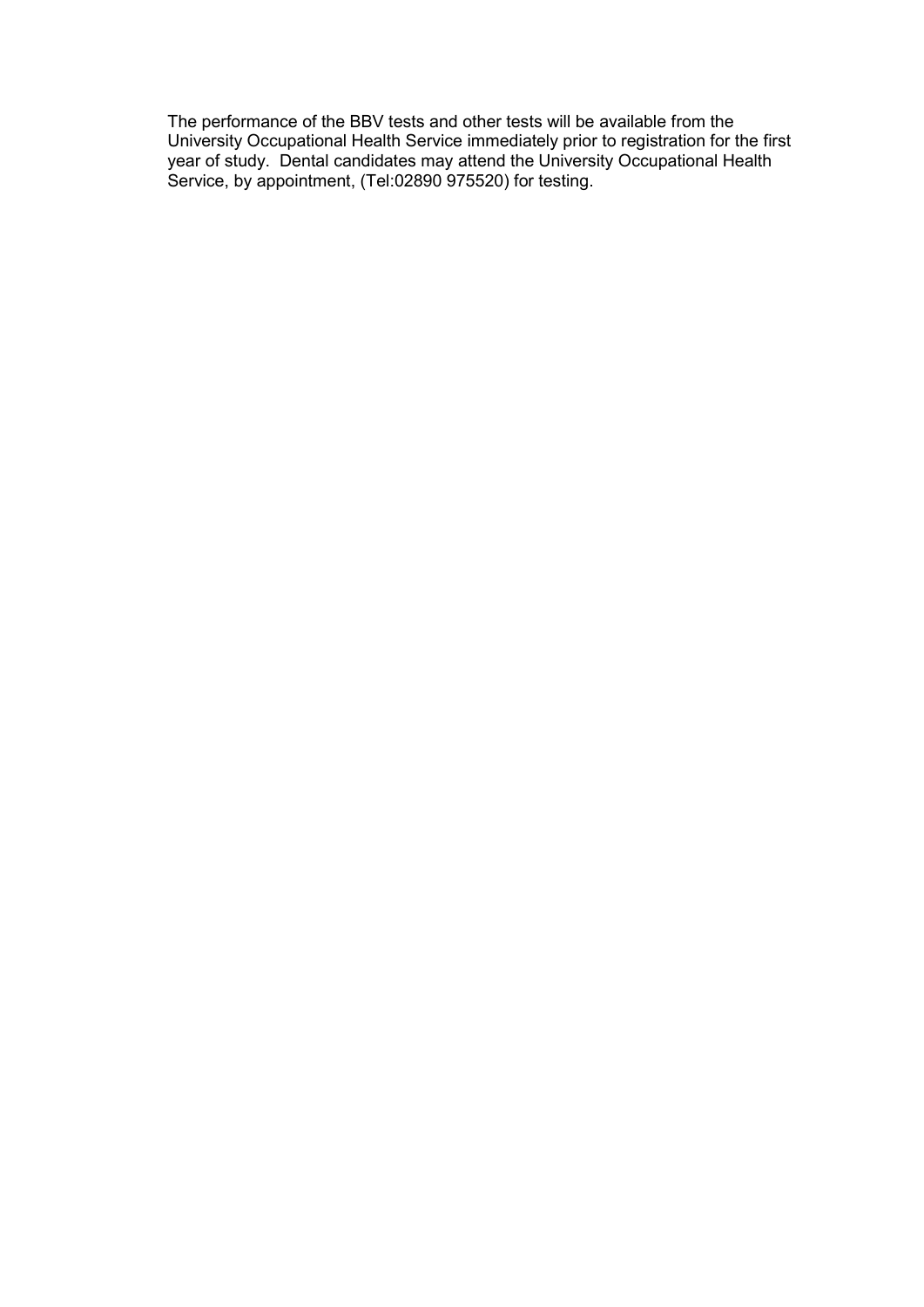The performance of the BBV tests and other tests will be available from the University Occupational Health Service immediately prior to registration for the first year of study. Dental candidates may attend the University Occupational Health Service, by appointment, (Tel:02890 975520) for testing.